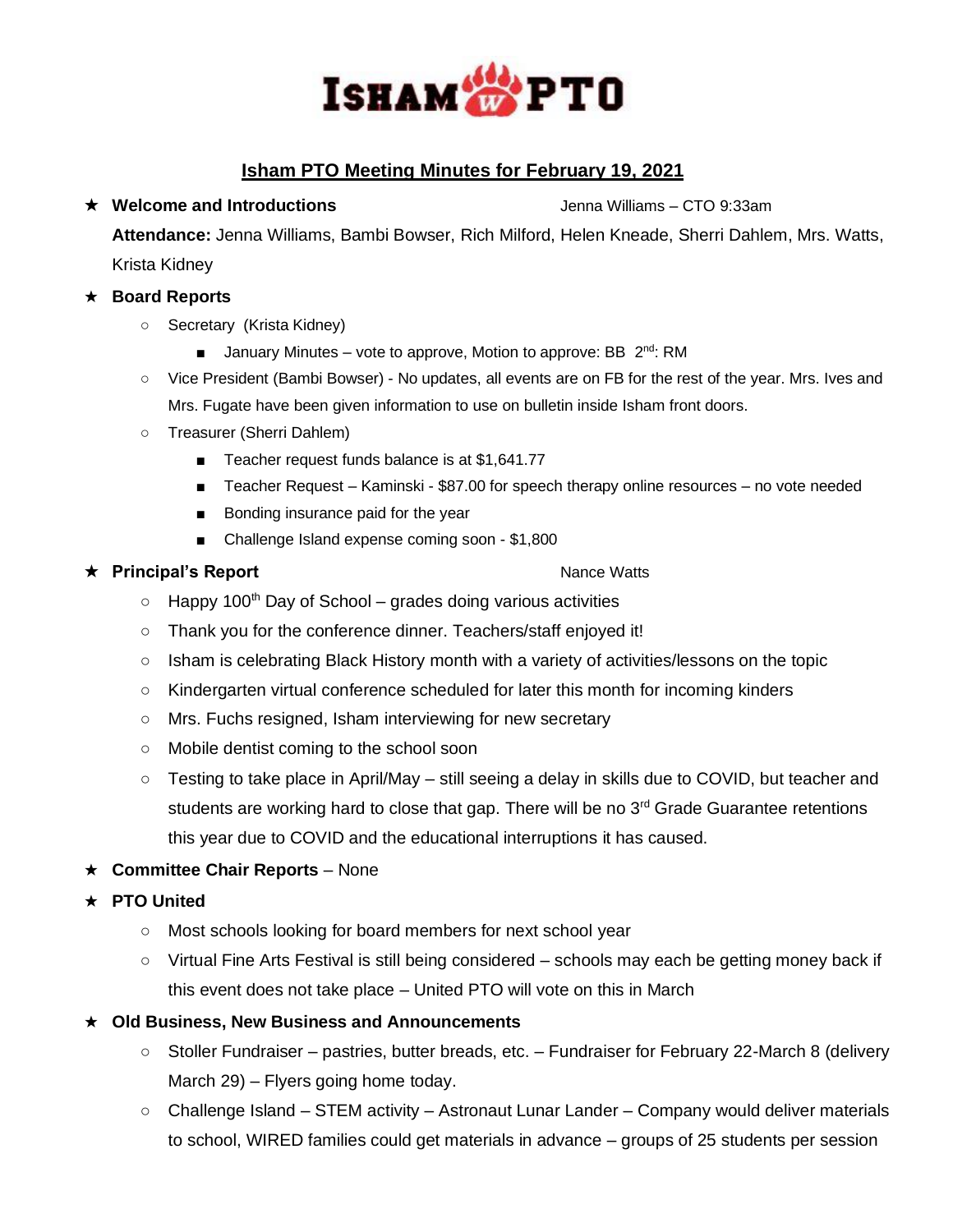# Isham PTO Meeting Minutes for February 19, 2021

- **Welcome and Introductions** Jenna Williams – CTO 9:33am

  **Attendance:** Jenna Williams, Bambi Bowser, Rich Milford, Helen Kneade, Sherri Dahlem, Mrs. Watts, Krista Kidney

- **Board Reports**
  - Secretary (Krista Kidney)
    - January Minutes – vote to approve, Motion to approve: BB 2nd: RM
  - Vice President (Bambi Bowser) - No updates, all events are on FB for the rest of the year. Mrs. Ives and Mrs. Fugate have been given information to use on bulletin inside Isham front doors.
  - Treasurer (Sherri Dahlem)
    - Teacher request funds balance is at $1,641.77
    - Teacher Request – Kaminski - $87.00 for speech therapy online resources – no vote needed
    - Bonding insurance paid for the year
    - Challenge Island expense coming soon - $1,800

- **Principal's Report** Nance Watts
  - Happy 100th Day of School – grades doing various activities
  - Thank you for the conference dinner. Teachers/staff enjoyed it!
  - Isham is celebrating Black History month with a variety of activities/lessons on the topic
  - Kindergarten virtual conference scheduled for later this month for incoming kinders
  - Mrs. Fuchs resigned, Isham interviewing for new secretary
  - Mobile dentist coming to the school soon
  - Testing to take place in April/May – still seeing a delay in skills due to COVID, but teacher and students are working hard to close that gap. There will be no 3rd Grade Guarantee retentions this year due to COVID and the educational interruptions it has caused.

- **Committee Chair Reports** – None

- **PTO United**
  - Most schools looking for board members for next school year
  - Virtual Fine Arts Festival is still being considered – schools may each be getting money back if this event does not take place – United PTO will vote on this in March

- **Old Business, New Business and Announcements**
  - Stoller Fundraiser – pastries, butter breads, etc. – Fundraiser for February 22-March 8 (delivery March 29) – Flyers going home today.
  - Challenge Island – STEM activity – Astronaut Lunar Lander – Company would deliver materials to school, WIRED families could get materials in advance – groups of 25 students per session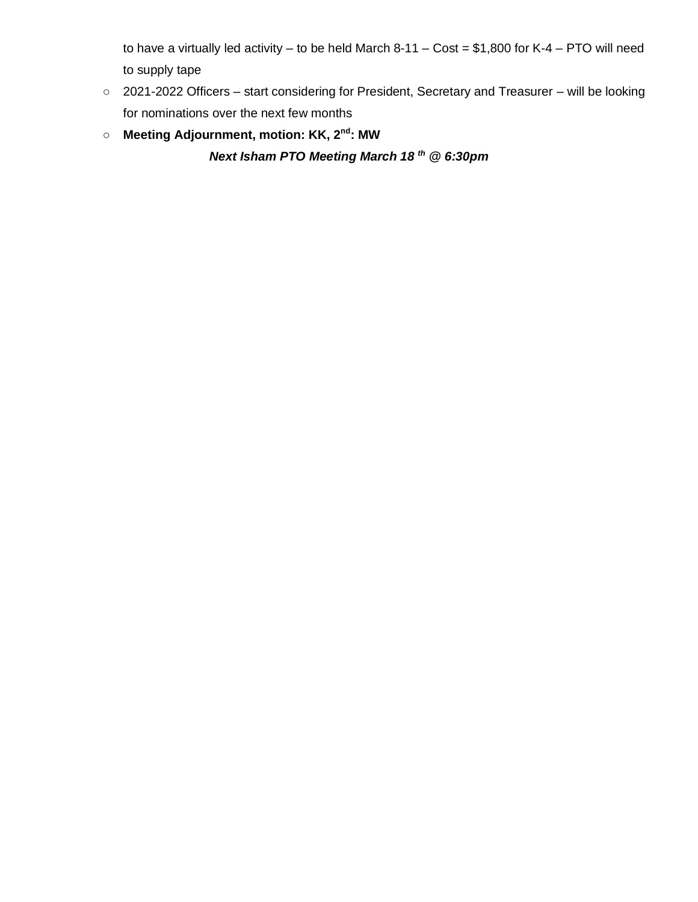to have a virtually led activity – to be held March 8-11 – Cost = $1,800 for K-4 – PTO will need to supply tape

- 2021-2022 Officers – start considering for President, Secretary and Treasurer – will be looking for nominations over the next few months
- **Meeting Adjournment, motion: KK, 2nd: MW**

***Next Isham PTO Meeting March 18th @ 6:30pm***